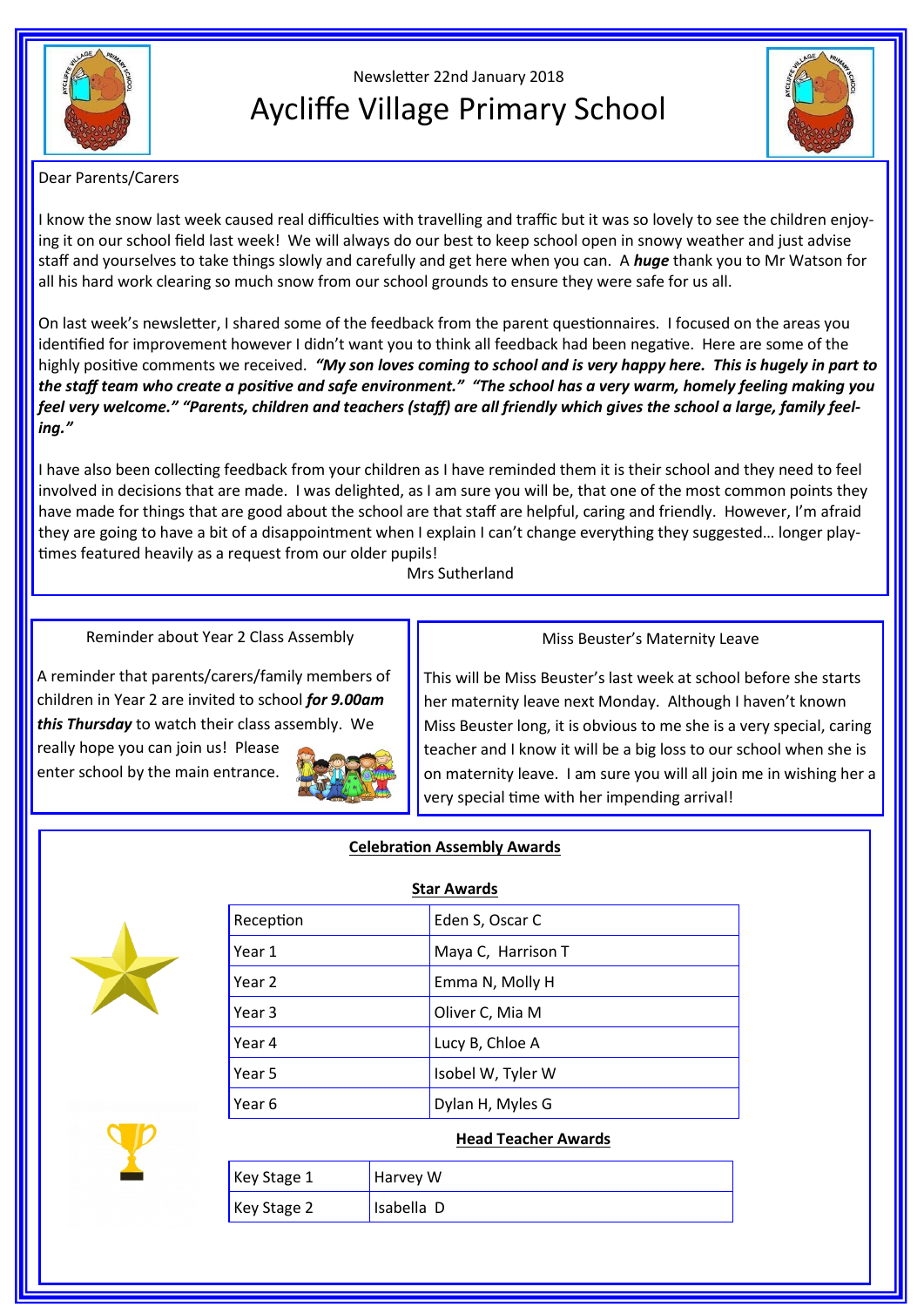Newsletter 22nd January 2018

# Aycliffe Village Primary School

Dear Parents/Carers

I know the snow last week caused real difficulties with travelling and traffic but it was so lovely to see the children enjoying it on our school field last week! We will always do our best to keep school open in snowy weather and just advise staff and yourselves to take things slowly and carefully and get here when you can. A ***huge*** thank you to Mr Watson for all his hard work clearing so much snow from our school grounds to ensure they were safe for us all.

On last week's newsletter, I shared some of the feedback from the parent questionnaires. I focused on the areas you identified for improvement however I didn't want you to think all feedback had been negative. Here are some of the highly positive comments we received. ***"My son loves coming to school and is very happy here. This is hugely in part to the staff team who create a positive and safe environment." "The school has a very warm, homely feeling making you feel very welcome." "Parents, children and teachers (staff) are all friendly which gives the school a large, family feeling."***

I have also been collecting feedback from your children as I have reminded them it is their school and they need to feel involved in decisions that are made. I was delighted, as I am sure you will be, that one of the most common points they have made for things that are good about the school are that staff are helpful, caring and friendly. However, I'm afraid they are going to have a bit of a disappointment when I explain I can't change everything they suggested… longer playtimes featured heavily as a request from our older pupils!

Mrs Sutherland

## Reminder about Year 2 Class Assembly

A reminder that parents/carers/family members of children in Year 2 are invited to school ***for 9.00am this Thursday*** to watch their class assembly. We really hope you can join us! Please enter school by the main entrance.

## Miss Beuster's Maternity Leave

This will be Miss Beuster's last week at school before she starts her maternity leave next Monday. Although I haven't known Miss Beuster long, it is obvious to me she is a very special, caring teacher and I know it will be a big loss to our school when she is on maternity leave. I am sure you will all join me in wishing her a very special time with her impending arrival!

## Celebration Assembly Awards

### Star Awards

| | |
|---|---|
| Reception | Eden S, Oscar C |
| Year 1 | Maya C, Harrison T |
| Year 2 | Emma N, Molly H |
| Year 3 | Oliver C, Mia M |
| Year 4 | Lucy B, Chloe A |
| Year 5 | Isobel W, Tyler W |
| Year 6 | Dylan H, Myles G |

### Head Teacher Awards

| | |
|---|---|
| Key Stage 1 | Harvey W |
| Key Stage 2 | Isabella D |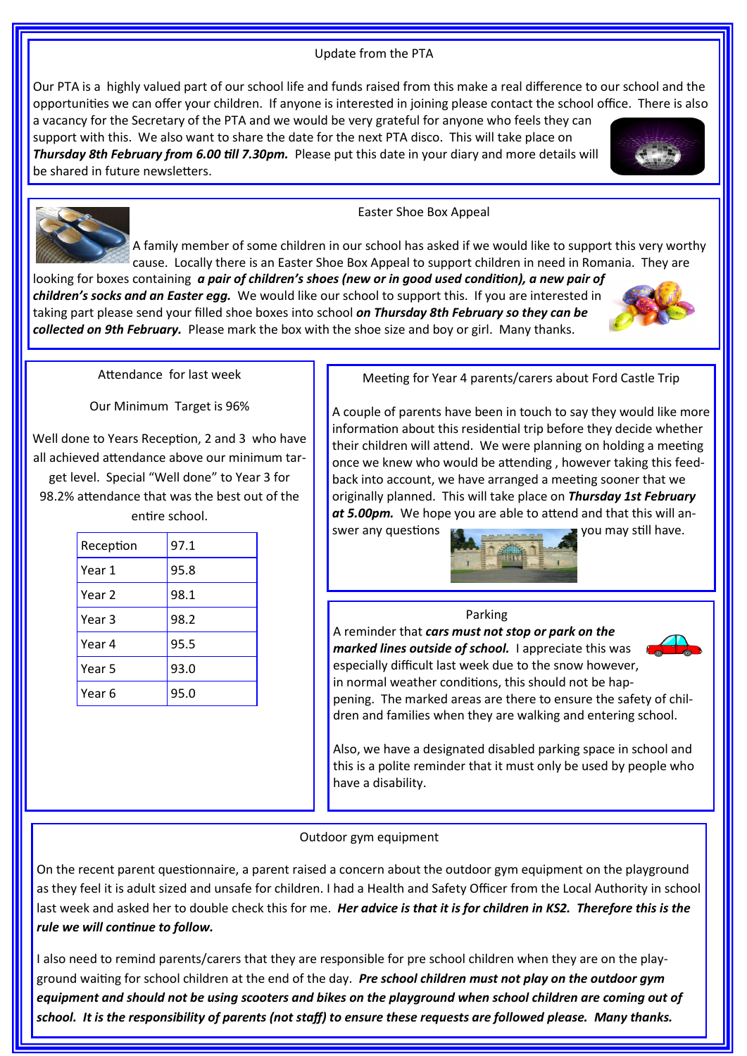## Update from the PTA

Our PTA is a highly valued part of our school life and funds raised from this make a real difference to our school and the opportunities we can offer your children. If anyone is interested in joining please contact the school office. There is also a vacancy for the Secretary of the PTA and we would be very grateful for anyone who feels they can support with this. We also want to share the date for the next PTA disco. This will take place on ***Thursday 8th February from 6.00 till 7.30pm.*** Please put this date in your diary and more details will be shared in future newsletters.

## Easter Shoe Box Appeal

A family member of some children in our school has asked if we would like to support this very worthy cause. Locally there is an Easter Shoe Box Appeal to support children in need in Romania. They are looking for boxes containing ***a pair of children's shoes (new or in good used condition), a new pair of children's socks and an Easter egg.*** We would like our school to support this. If you are interested in taking part please send your filled shoe boxes into school ***on Thursday 8th February so they can be collected on 9th February.*** Please mark the box with the shoe size and boy or girl. Many thanks.

## Attendance for last week

Our Minimum Target is 96%

Well done to Years Reception, 2 and 3 who have all achieved attendance above our minimum target level. Special "Well done" to Year 3 for 98.2% attendance that was the best out of the entire school.

| | |
|---|---|
| Reception | 97.1 |
| Year 1 | 95.8 |
| Year 2 | 98.1 |
| Year 3 | 98.2 |
| Year 4 | 95.5 |
| Year 5 | 93.0 |
| Year 6 | 95.0 |

## Meeting for Year 4 parents/carers about Ford Castle Trip

A couple of parents have been in touch to say they would like more information about this residential trip before they decide whether their children will attend. We were planning on holding a meeting once we knew who would be attending , however taking this feedback into account, we have arranged a meeting sooner that we originally planned. This will take place on ***Thursday 1st February at 5.00pm.*** We hope you are able to attend and that this will answer any questions you may still have.

## Parking

A reminder that ***cars must not stop or park on the marked lines outside of school.*** I appreciate this was especially difficult last week due to the snow however, in normal weather conditions, this should not be happening. The marked areas are there to ensure the safety of children and families when they are walking and entering school.

Also, we have a designated disabled parking space in school and this is a polite reminder that it must only be used by people who have a disability.

## Outdoor gym equipment

On the recent parent questionnaire, a parent raised a concern about the outdoor gym equipment on the playground as they feel it is adult sized and unsafe for children. I had a Health and Safety Officer from the Local Authority in school last week and asked her to double check this for me. ***Her advice is that it is for children in KS2. Therefore this is the rule we will continue to follow.***

I also need to remind parents/carers that they are responsible for pre school children when they are on the playground waiting for school children at the end of the day. ***Pre school children must not play on the outdoor gym equipment and should not be using scooters and bikes on the playground when school children are coming out of school. It is the responsibility of parents (not staff) to ensure these requests are followed please. Many thanks.***